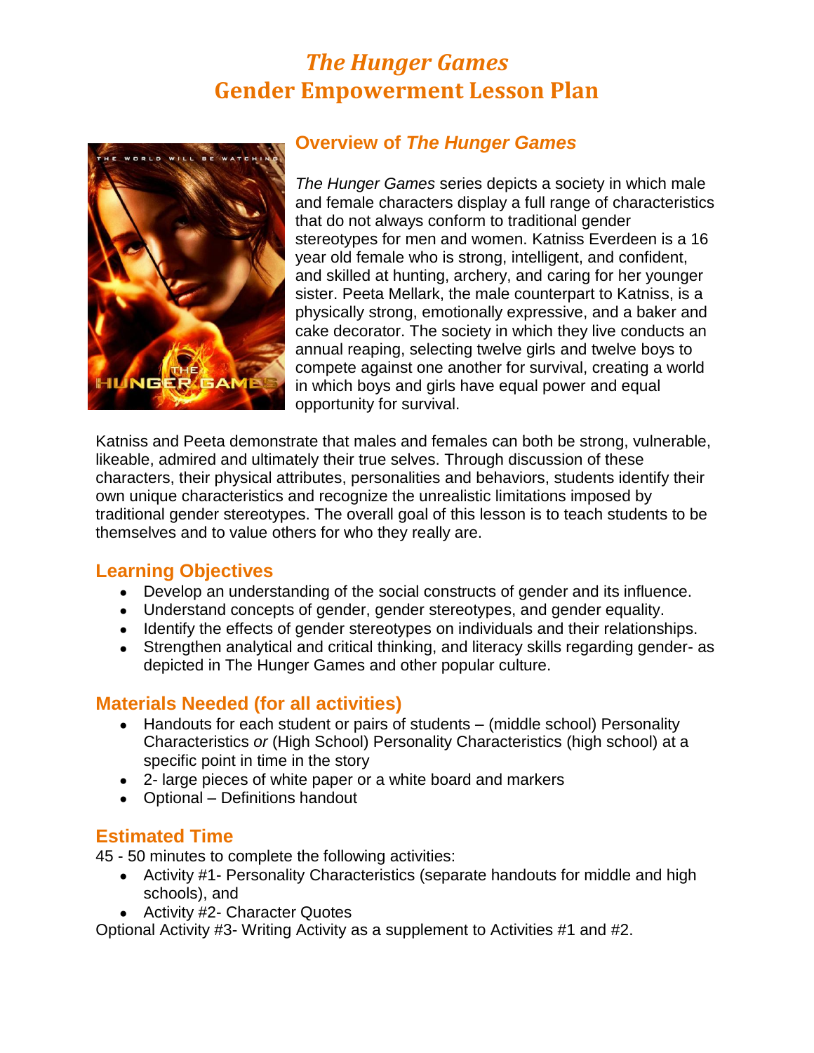# *The Hunger Games*
# Gender Empowerment Lesson Plan

## Overview of *The Hunger Games*

*The Hunger Games* series depicts a society in which male and female characters display a full range of characteristics that do not always conform to traditional gender stereotypes for men and women. Katniss Everdeen is a 16 year old female who is strong, intelligent, and confident, and skilled at hunting, archery, and caring for her younger sister. Peeta Mellark, the male counterpart to Katniss, is a physically strong, emotionally expressive, and a baker and cake decorator. The society in which they live conducts an annual reaping, selecting twelve girls and twelve boys to compete against one another for survival, creating a world in which boys and girls have equal power and equal opportunity for survival.

Katniss and Peeta demonstrate that males and females can both be strong, vulnerable, likeable, admired and ultimately their true selves. Through discussion of these characters, their physical attributes, personalities and behaviors, students identify their own unique characteristics and recognize the unrealistic limitations imposed by traditional gender stereotypes. The overall goal of this lesson is to teach students to be themselves and to value others for who they really are.

## Learning Objectives

- Develop an understanding of the social constructs of gender and its influence.
- Understand concepts of gender, gender stereotypes, and gender equality.
- Identify the effects of gender stereotypes on individuals and their relationships.
- Strengthen analytical and critical thinking, and literacy skills regarding gender- as depicted in The Hunger Games and other popular culture.

## Materials Needed (for all activities)

- Handouts for each student or pairs of students – (middle school) Personality Characteristics *or* (High School) Personality Characteristics (high school) at a specific point in time in the story
- 2- large pieces of white paper or a white board and markers
- Optional – Definitions handout

## Estimated Time

45 - 50 minutes to complete the following activities:

- Activity #1- Personality Characteristics (separate handouts for middle and high schools), and
- Activity #2- Character Quotes

Optional Activity #3- Writing Activity as a supplement to Activities #1 and #2.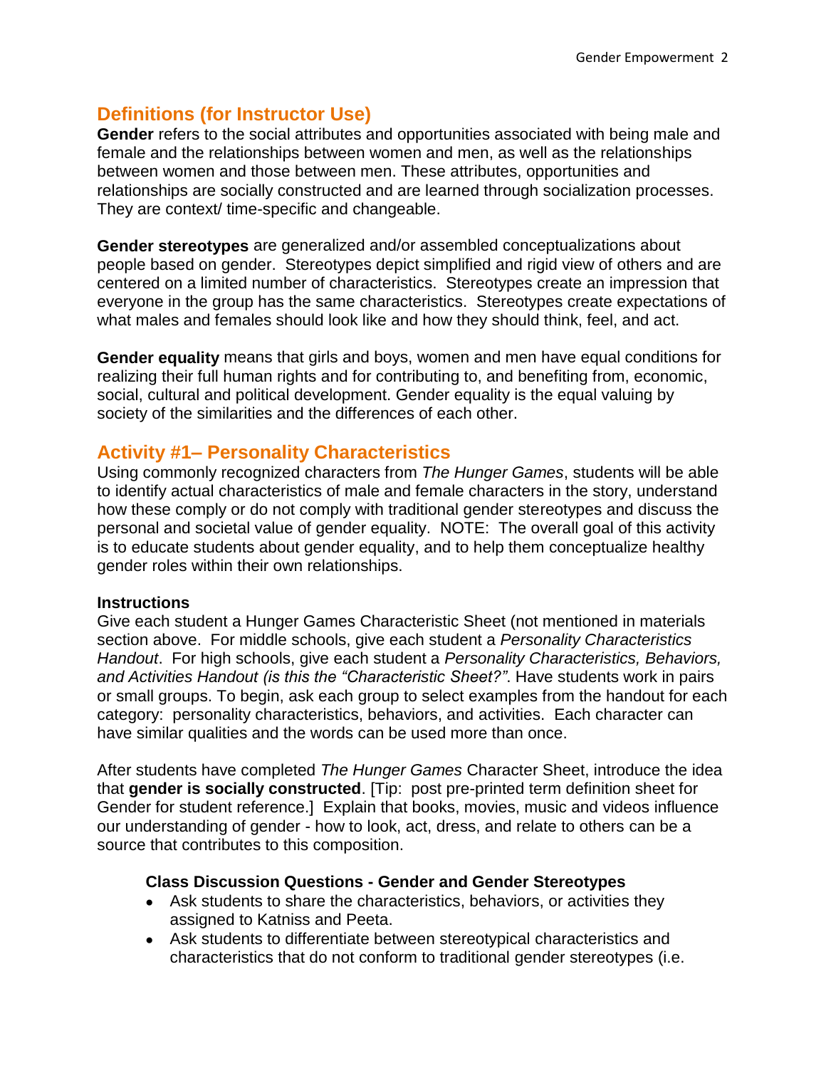## Definitions (for Instructor Use)

**Gender** refers to the social attributes and opportunities associated with being male and female and the relationships between women and men, as well as the relationships between women and those between men. These attributes, opportunities and relationships are socially constructed and are learned through socialization processes. They are context/ time-specific and changeable.

**Gender stereotypes** are generalized and/or assembled conceptualizations about people based on gender. Stereotypes depict simplified and rigid view of others and are centered on a limited number of characteristics. Stereotypes create an impression that everyone in the group has the same characteristics. Stereotypes create expectations of what males and females should look like and how they should think, feel, and act.

**Gender equality** means that girls and boys, women and men have equal conditions for realizing their full human rights and for contributing to, and benefiting from, economic, social, cultural and political development. Gender equality is the equal valuing by society of the similarities and the differences of each other.

## Activity #1– Personality Characteristics

Using commonly recognized characters from *The Hunger Games*, students will be able to identify actual characteristics of male and female characters in the story, understand how these comply or do not comply with traditional gender stereotypes and discuss the personal and societal value of gender equality. NOTE: The overall goal of this activity is to educate students about gender equality, and to help them conceptualize healthy gender roles within their own relationships.

**Instructions**

Give each student a Hunger Games Characteristic Sheet (not mentioned in materials section above. For middle schools, give each student a *Personality Characteristics Handout*. For high schools, give each student a *Personality Characteristics, Behaviors, and Activities Handout (is this the "Characteristic Sheet?"*. Have students work in pairs or small groups. To begin, ask each group to select examples from the handout for each category: personality characteristics, behaviors, and activities. Each character can have similar qualities and the words can be used more than once.

After students have completed *The Hunger Games* Character Sheet, introduce the idea that **gender is socially constructed**. [Tip: post pre-printed term definition sheet for Gender for student reference.] Explain that books, movies, music and videos influence our understanding of gender - how to look, act, dress, and relate to others can be a source that contributes to this composition.

**Class Discussion Questions - Gender and Gender Stereotypes**

- Ask students to share the characteristics, behaviors, or activities they assigned to Katniss and Peeta.
- Ask students to differentiate between stereotypical characteristics and characteristics that do not conform to traditional gender stereotypes (i.e.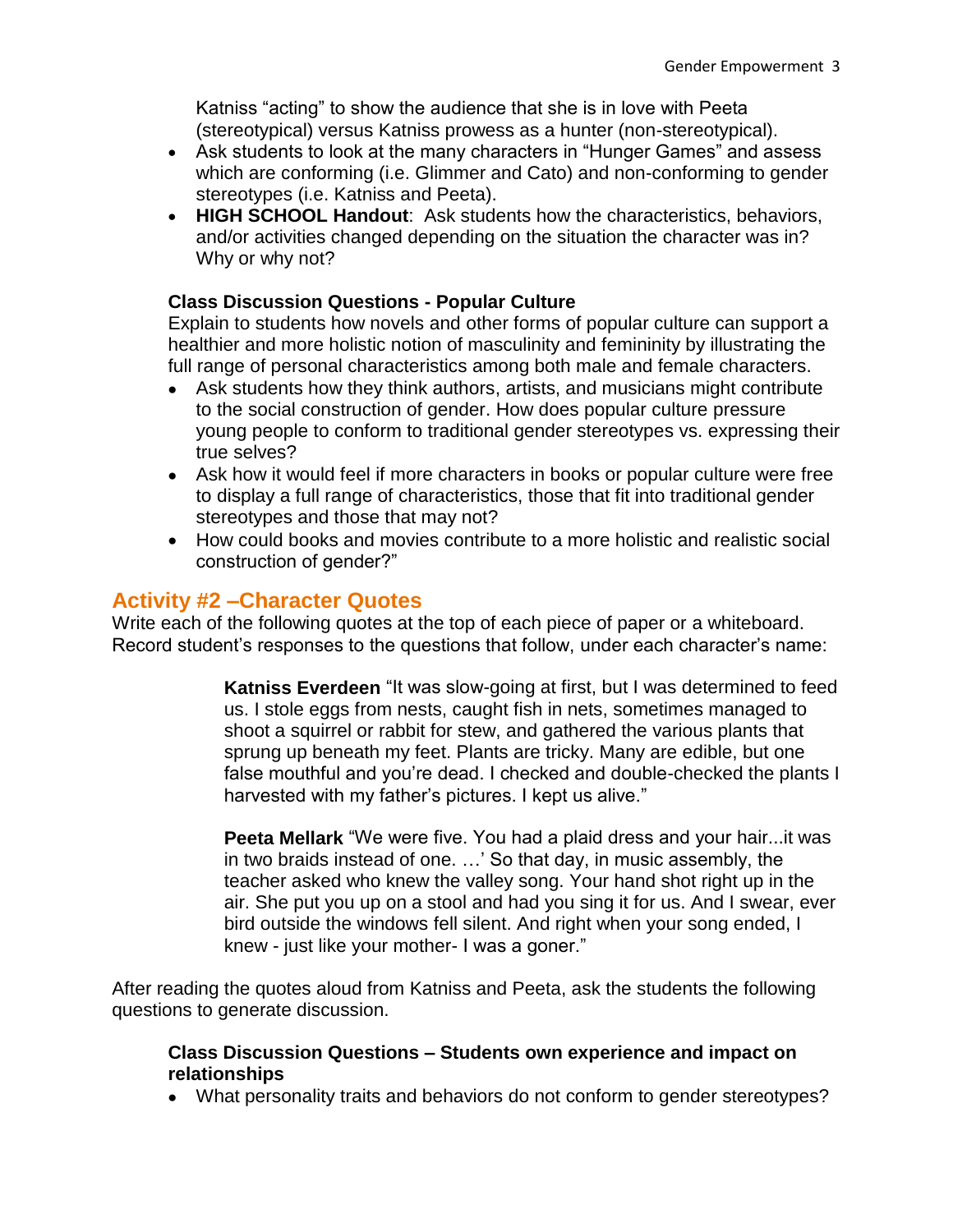Katniss “acting” to show the audience that she is in love with Peeta (stereotypical) versus Katniss prowess as a hunter (non-stereotypical).

- Ask students to look at the many characters in “Hunger Games” and assess which are conforming (i.e. Glimmer and Cato) and non-conforming to gender stereotypes (i.e. Katniss and Peeta).
- **HIGH SCHOOL Handout**: Ask students how the characteristics, behaviors, and/or activities changed depending on the situation the character was in? Why or why not?

**Class Discussion Questions - Popular Culture**

Explain to students how novels and other forms of popular culture can support a healthier and more holistic notion of masculinity and femininity by illustrating the full range of personal characteristics among both male and female characters.

- Ask students how they think authors, artists, and musicians might contribute to the social construction of gender. How does popular culture pressure young people to conform to traditional gender stereotypes vs. expressing their true selves?
- Ask how it would feel if more characters in books or popular culture were free to display a full range of characteristics, those that fit into traditional gender stereotypes and those that may not?
- How could books and movies contribute to a more holistic and realistic social construction of gender?”

## Activity #2 –Character Quotes

Write each of the following quotes at the top of each piece of paper or a whiteboard. Record student’s responses to the questions that follow, under each character’s name:

> **Katniss Everdeen** “It was slow-going at first, but I was determined to feed us. I stole eggs from nests, caught fish in nets, sometimes managed to shoot a squirrel or rabbit for stew, and gathered the various plants that sprung up beneath my feet. Plants are tricky. Many are edible, but one false mouthful and you’re dead. I checked and double-checked the plants I harvested with my father’s pictures. I kept us alive.”

> **Peeta Mellark** “We were five. You had a plaid dress and your hair...it was in two braids instead of one. …’ So that day, in music assembly, the teacher asked who knew the valley song. Your hand shot right up in the air. She put you up on a stool and had you sing it for us. And I swear, ever bird outside the windows fell silent. And right when your song ended, I knew - just like your mother- I was a goner.”

After reading the quotes aloud from Katniss and Peeta, ask the students the following questions to generate discussion.

**Class Discussion Questions – Students own experience and impact on relationships**

- What personality traits and behaviors do not conform to gender stereotypes?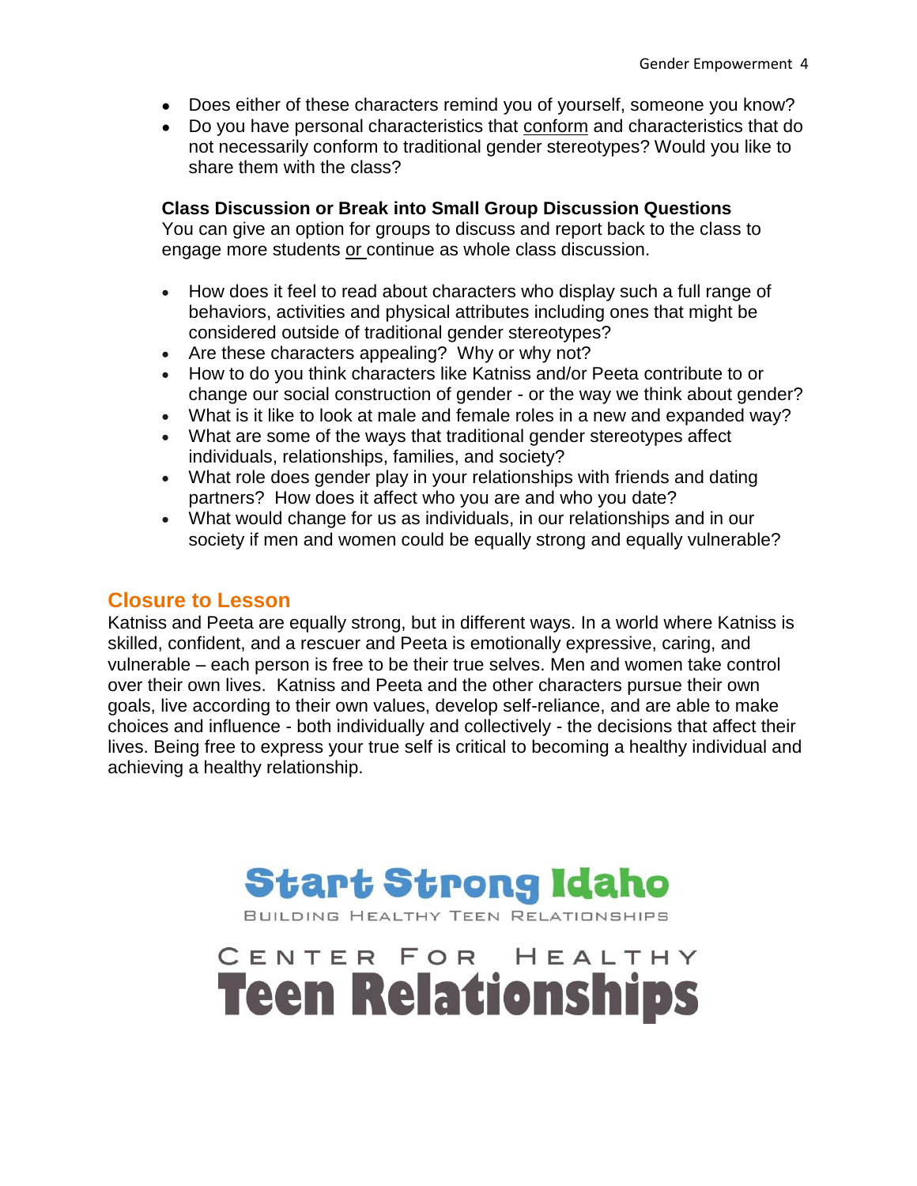- Does either of these characters remind you of yourself, someone you know?
- Do you have personal characteristics that conform and characteristics that do not necessarily conform to traditional gender stereotypes? Would you like to share them with the class?

**Class Discussion or Break into Small Group Discussion Questions**
You can give an option for groups to discuss and report back to the class to engage more students or continue as whole class discussion.

- How does it feel to read about characters who display such a full range of behaviors, activities and physical attributes including ones that might be considered outside of traditional gender stereotypes?
- Are these characters appealing? Why or why not?
- How to do you think characters like Katniss and/or Peeta contribute to or change our social construction of gender - or the way we think about gender?
- What is it like to look at male and female roles in a new and expanded way?
- What are some of the ways that traditional gender stereotypes affect individuals, relationships, families, and society?
- What role does gender play in your relationships with friends and dating partners? How does it affect who you are and who you date?
- What would change for us as individuals, in our relationships and in our society if men and women could be equally strong and equally vulnerable?

## Closure to Lesson

Katniss and Peeta are equally strong, but in different ways. In a world where Katniss is skilled, confident, and a rescuer and Peeta is emotionally expressive, caring, and vulnerable – each person is free to be their true selves. Men and women take control over their own lives. Katniss and Peeta and the other characters pursue their own goals, live according to their own values, develop self-reliance, and are able to make choices and influence - both individually and collectively - the decisions that affect their lives. Being free to express your true self is critical to becoming a healthy individual and achieving a healthy relationship.

Start Strong Idaho
BUILDING HEALTHY TEEN RELATIONSHIPS

CENTER FOR HEALTHY
Teen Relationships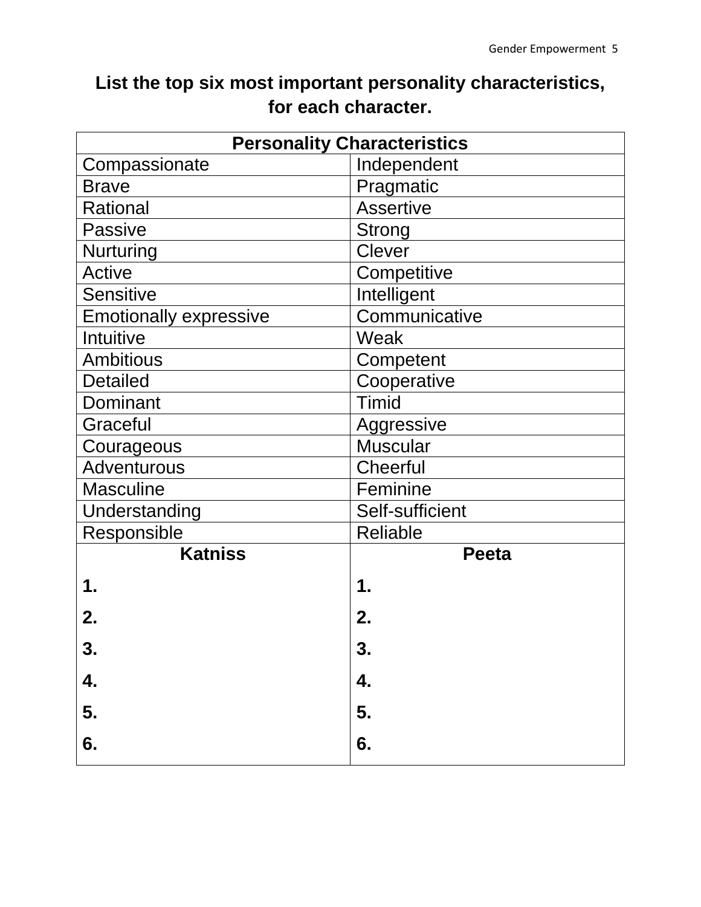## List the top six most important personality characteristics, for each character.

| Personality Characteristics | |
|---|---|
| Compassionate | Independent |
| Brave | Pragmatic |
| Rational | Assertive |
| Passive | Strong |
| Nurturing | Clever |
| Active | Competitive |
| Sensitive | Intelligent |
| Emotionally expressive | Communicative |
| Intuitive | Weak |
| Ambitious | Competent |
| Detailed | Cooperative |
| Dominant | Timid |
| Graceful | Aggressive |
| Courageous | Muscular |
| Adventurous | Cheerful |
| Masculine | Feminine |
| Understanding | Self-sufficient |
| Responsible | Reliable |
| **Katniss** | **Peeta** |
| **1.** | **1.** |
| **2.** | **2.** |
| **3.** | **3.** |
| **4.** | **4.** |
| **5.** | **5.** |
| **6.** | **6.** |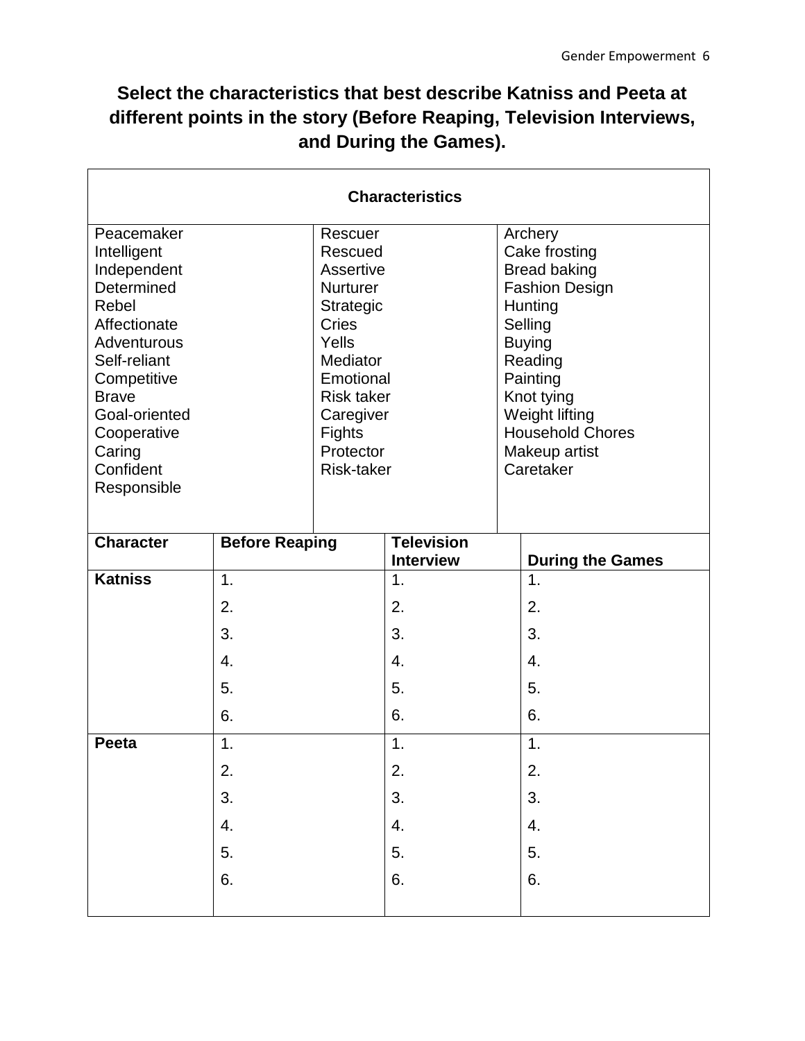## Select the characteristics that best describe Katniss and Peeta at different points in the story (Before Reaping, Television Interviews, and During the Games).

| Characteristics | | |
|---|---|---|
| Peacemaker<br>Intelligent<br>Independent<br>Determined<br>Rebel<br>Affectionate<br>Adventurous<br>Self-reliant<br>Competitive<br>Brave<br>Goal-oriented<br>Cooperative<br>Caring<br>Confident<br>Responsible | Rescuer<br>Rescued<br>Assertive<br>Nurturer<br>Strategic<br>Cries<br>Yells<br>Mediator<br>Emotional<br>Risk taker<br>Caregiver<br>Fights<br>Protector<br>Risk-taker | Archery<br>Cake frosting<br>Bread baking<br>Fashion Design<br>Hunting<br>Selling<br>Buying<br>Reading<br>Painting<br>Knot tying<br>Weight lifting<br>Household Chores<br>Makeup artist<br>Caretaker |

| Character | Before Reaping | Television Interview | During the Games |
|---|---|---|---|
| **Katniss** | 1.<br>2.<br>3.<br>4.<br>5.<br>6. | 1.<br>2.<br>3.<br>4.<br>5.<br>6. | 1.<br>2.<br>3.<br>4.<br>5.<br>6. |
| **Peeta** | 1.<br>2.<br>3.<br>4.<br>5.<br>6. | 1.<br>2.<br>3.<br>4.<br>5.<br>6. | 1.<br>2.<br>3.<br>4.<br>5.<br>6. |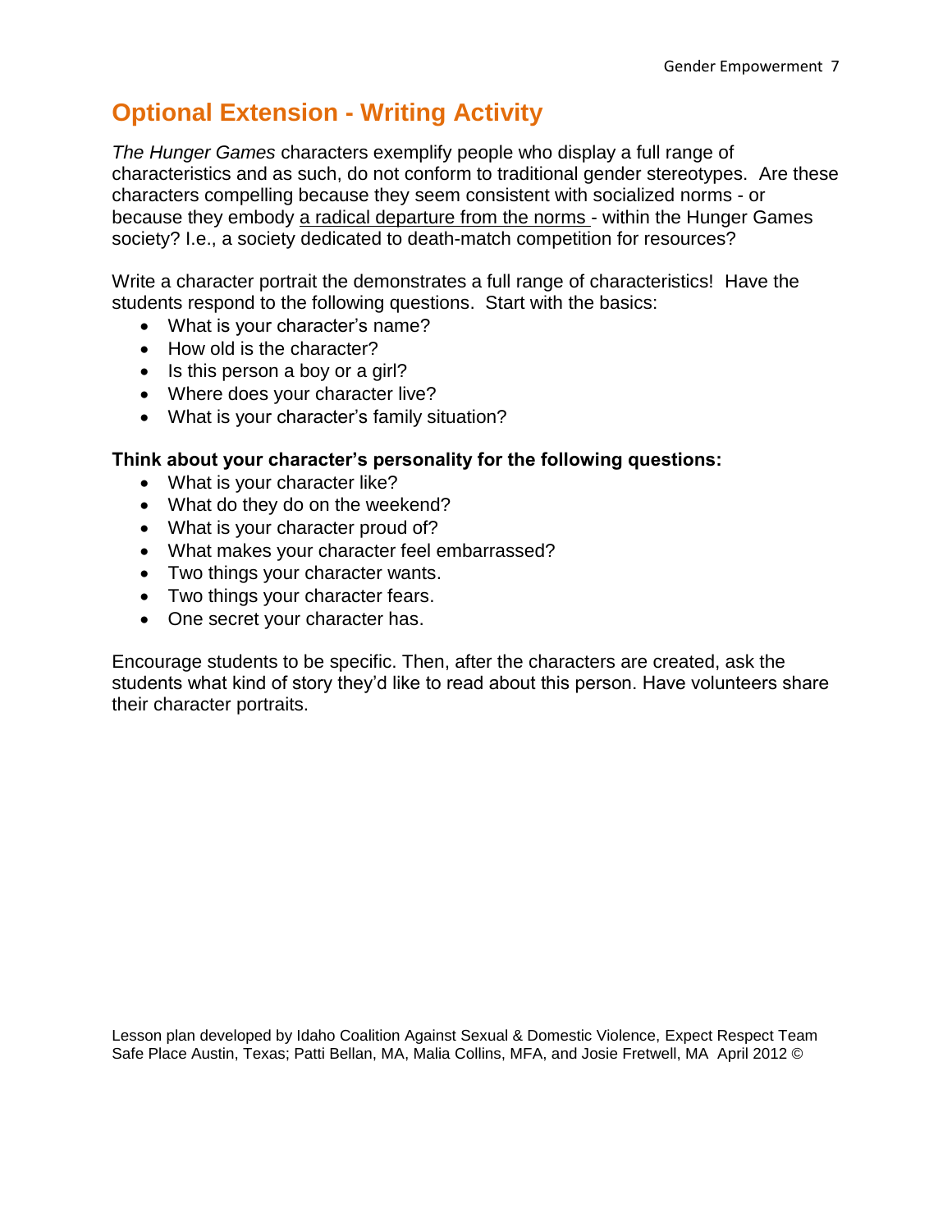## Optional Extension - Writing Activity

*The Hunger Games* characters exemplify people who display a full range of characteristics and as such, do not conform to traditional gender stereotypes. Are these characters compelling because they seem consistent with socialized norms - or because they embody a radical departure from the norms - within the Hunger Games society? I.e., a society dedicated to death-match competition for resources?

Write a character portrait the demonstrates a full range of characteristics! Have the students respond to the following questions. Start with the basics:

- What is your character's name?
- How old is the character?
- Is this person a boy or a girl?
- Where does your character live?
- What is your character's family situation?

**Think about your character's personality for the following questions:**

- What is your character like?
- What do they do on the weekend?
- What is your character proud of?
- What makes your character feel embarrassed?
- Two things your character wants.
- Two things your character fears.
- One secret your character has.

Encourage students to be specific. Then, after the characters are created, ask the students what kind of story they'd like to read about this person. Have volunteers share their character portraits.

Lesson plan developed by Idaho Coalition Against Sexual & Domestic Violence, Expect Respect Team Safe Place Austin, Texas; Patti Bellan, MA, Malia Collins, MFA, and Josie Fretwell, MA April 2012 ©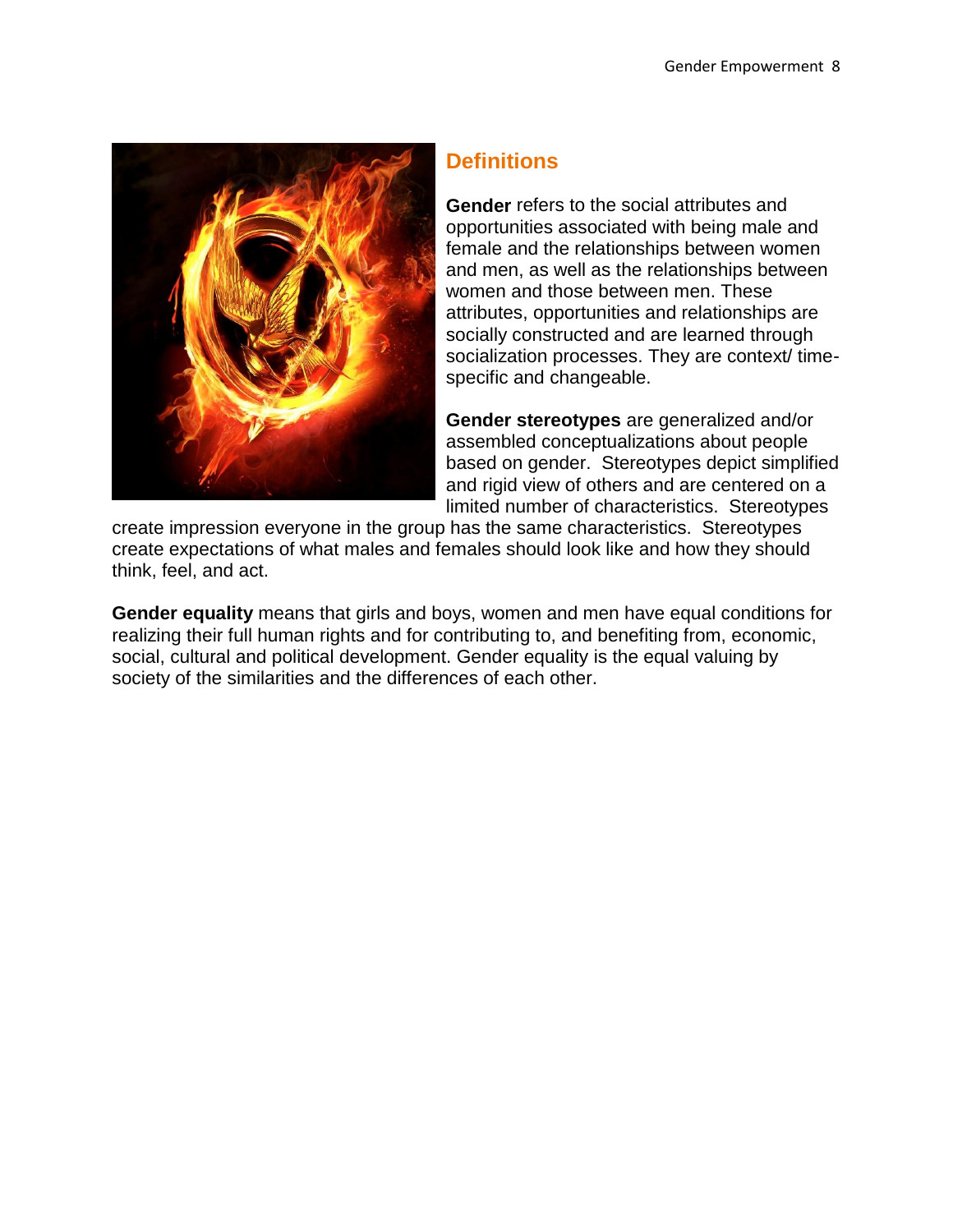## Definitions

**Gender** refers to the social attributes and opportunities associated with being male and female and the relationships between women and men, as well as the relationships between women and those between men. These attributes, opportunities and relationships are socially constructed and are learned through socialization processes. They are context/ time-specific and changeable.

**Gender stereotypes** are generalized and/or assembled conceptualizations about people based on gender. Stereotypes depict simplified and rigid view of others and are centered on a limited number of characteristics. Stereotypes create impression everyone in the group has the same characteristics. Stereotypes create expectations of what males and females should look like and how they should think, feel, and act.

**Gender equality** means that girls and boys, women and men have equal conditions for realizing their full human rights and for contributing to, and benefiting from, economic, social, cultural and political development. Gender equality is the equal valuing by society of the similarities and the differences of each other.